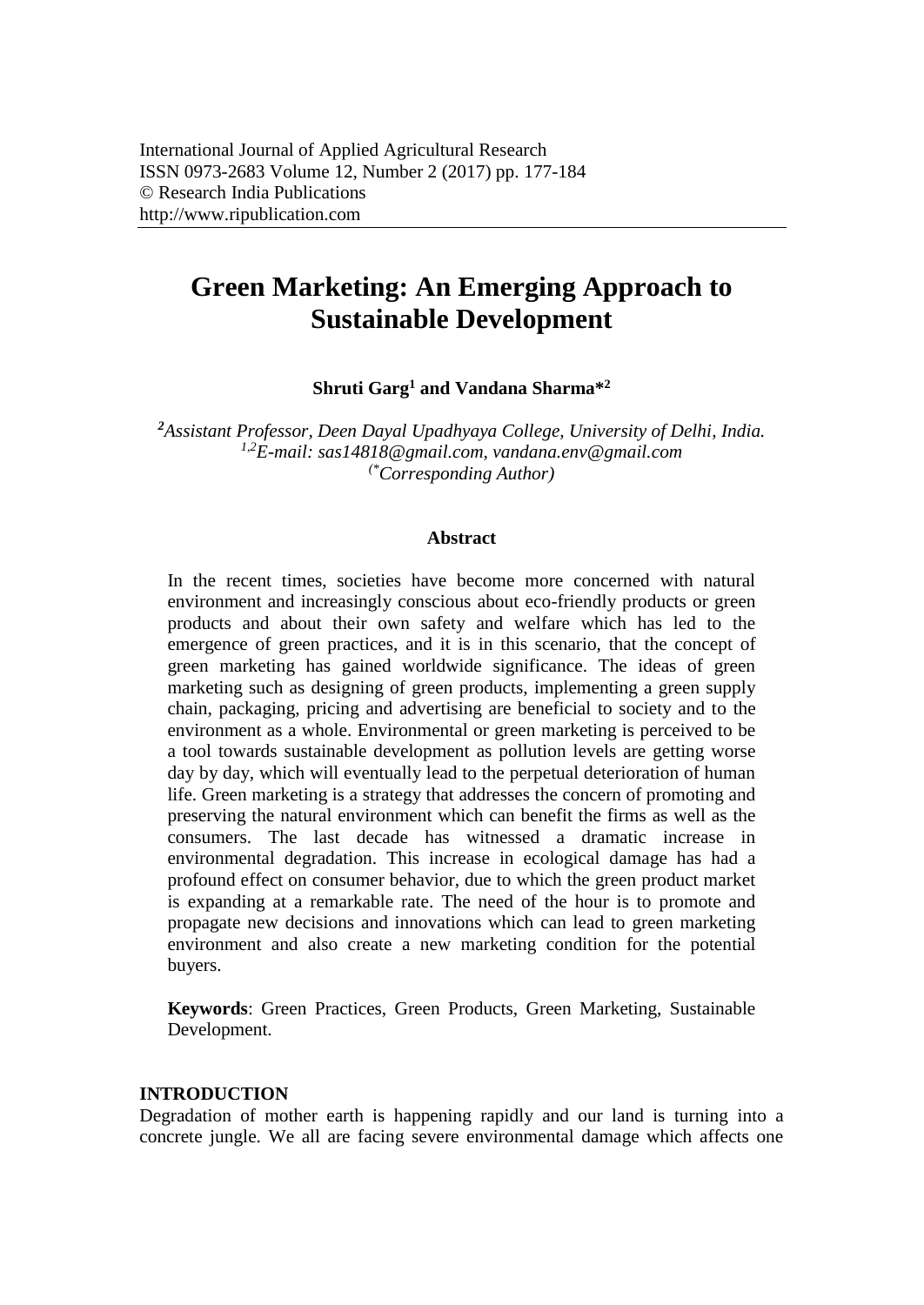International Journal of Applied Agricultural Research
ISSN 0973-2683 Volume 12, Number 2 (2017) pp. 177-184
© Research India Publications
http://www.ripublication.com

# Green Marketing: An Emerging Approach to Sustainable Development

**Shruti Garg[1] and Vandana Sharma*[2]**

*[2]Assistant Professor, Deen Dayal Upadhyaya College, University of Delhi, India.*
*[1,2]E-mail: sas14818@gmail.com, vandana.env@gmail.com*
*(*Corresponding Author)*

### Abstract

In the recent times, societies have become more concerned with natural environment and increasingly conscious about eco-friendly products or green products and about their own safety and welfare which has led to the emergence of green practices, and it is in this scenario, that the concept of green marketing has gained worldwide significance. The ideas of green marketing such as designing of green products, implementing a green supply chain, packaging, pricing and advertising are beneficial to society and to the environment as a whole. Environmental or green marketing is perceived to be a tool towards sustainable development as pollution levels are getting worse day by day, which will eventually lead to the perpetual deterioration of human life. Green marketing is a strategy that addresses the concern of promoting and preserving the natural environment which can benefit the firms as well as the consumers. The last decade has witnessed a dramatic increase in environmental degradation. This increase in ecological damage has had a profound effect on consumer behavior, due to which the green product market is expanding at a remarkable rate. The need of the hour is to promote and propagate new decisions and innovations which can lead to green marketing environment and also create a new marketing condition for the potential buyers.

**Keywords**: Green Practices, Green Products, Green Marketing, Sustainable Development.

## INTRODUCTION

Degradation of mother earth is happening rapidly and our land is turning into a concrete jungle. We all are facing severe environmental damage which affects one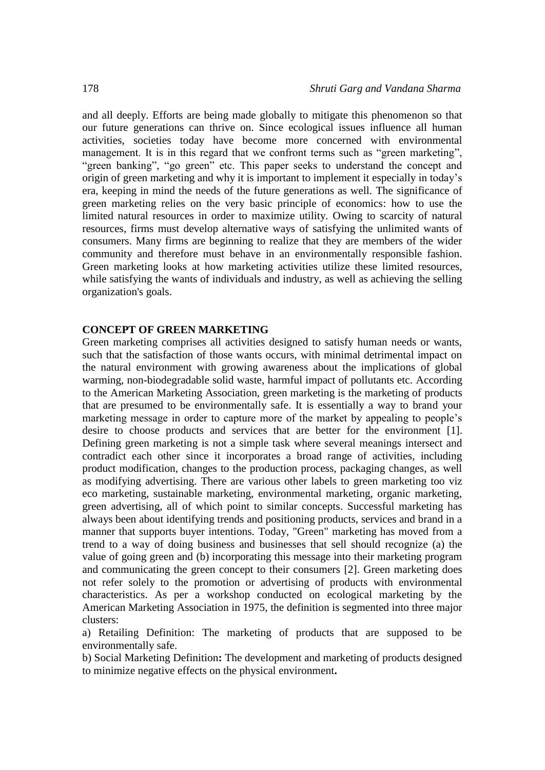and all deeply. Efforts are being made globally to mitigate this phenomenon so that our future generations can thrive on. Since ecological issues influence all human activities, societies today have become more concerned with environmental management. It is in this regard that we confront terms such as "green marketing", "green banking", "go green" etc. This paper seeks to understand the concept and origin of green marketing and why it is important to implement it especially in today's era, keeping in mind the needs of the future generations as well. The significance of green marketing relies on the very basic principle of economics: how to use the limited natural resources in order to maximize utility. Owing to scarcity of natural resources, firms must develop alternative ways of satisfying the unlimited wants of consumers. Many firms are beginning to realize that they are members of the wider community and therefore must behave in an environmentally responsible fashion. Green marketing looks at how marketing activities utilize these limited resources, while satisfying the wants of individuals and industry, as well as achieving the selling organization's goals.

## CONCEPT OF GREEN MARKETING

Green marketing comprises all activities designed to satisfy human needs or wants, such that the satisfaction of those wants occurs, with minimal detrimental impact on the natural environment with growing awareness about the implications of global warming, non-biodegradable solid waste, harmful impact of pollutants etc. According to the American Marketing Association, green marketing is the marketing of products that are presumed to be environmentally safe. It is essentially a way to brand your marketing message in order to capture more of the market by appealing to people's desire to choose products and services that are better for the environment [1]. Defining green marketing is not a simple task where several meanings intersect and contradict each other since it incorporates a broad range of activities, including product modification, changes to the production process, packaging changes, as well as modifying advertising. There are various other labels to green marketing too viz eco marketing, sustainable marketing, environmental marketing, organic marketing, green advertising, all of which point to similar concepts. Successful marketing has always been about identifying trends and positioning products, services and brand in a manner that supports buyer intentions. Today, "Green" marketing has moved from a trend to a way of doing business and businesses that sell should recognize (a) the value of going green and (b) incorporating this message into their marketing program and communicating the green concept to their consumers [2]. Green marketing does not refer solely to the promotion or advertising of products with environmental characteristics. As per a workshop conducted on ecological marketing by the American Marketing Association in 1975, the definition is segmented into three major clusters:

a) Retailing Definition: The marketing of products that are supposed to be environmentally safe.

b) Social Marketing Definition**:** The development and marketing of products designed to minimize negative effects on the physical environment**.**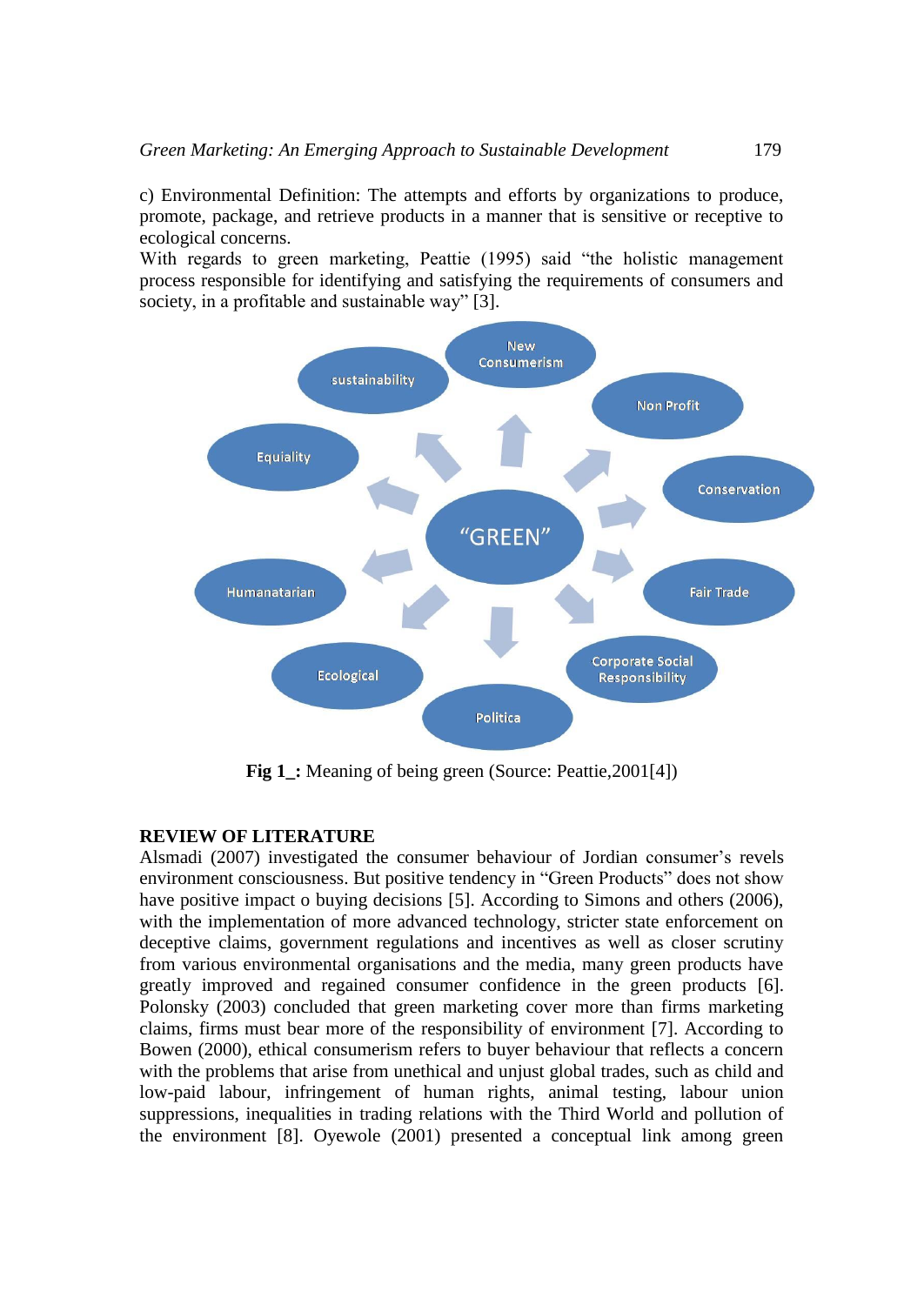c) Environmental Definition: The attempts and efforts by organizations to produce, promote, package, and retrieve products in a manner that is sensitive or receptive to ecological concerns.

With regards to green marketing, Peattie (1995) said "the holistic management process responsible for identifying and satisfying the requirements of consumers and society, in a profitable and sustainable way" [3].

**Fig 1_:** Meaning of being green (Source: Peattie,2001[4])

## REVIEW OF LITERATURE

Alsmadi (2007) investigated the consumer behaviour of Jordian consumer's revels environment consciousness. But positive tendency in "Green Products" does not show have positive impact o buying decisions [5]. According to Simons and others (2006), with the implementation of more advanced technology, stricter state enforcement on deceptive claims, government regulations and incentives as well as closer scrutiny from various environmental organisations and the media, many green products have greatly improved and regained consumer confidence in the green products [6]. Polonsky (2003) concluded that green marketing cover more than firms marketing claims, firms must bear more of the responsibility of environment [7]. According to Bowen (2000), ethical consumerism refers to buyer behaviour that reflects a concern with the problems that arise from unethical and unjust global trades, such as child and low-paid labour, infringement of human rights, animal testing, labour union suppressions, inequalities in trading relations with the Third World and pollution of the environment [8]. Oyewole (2001) presented a conceptual link among green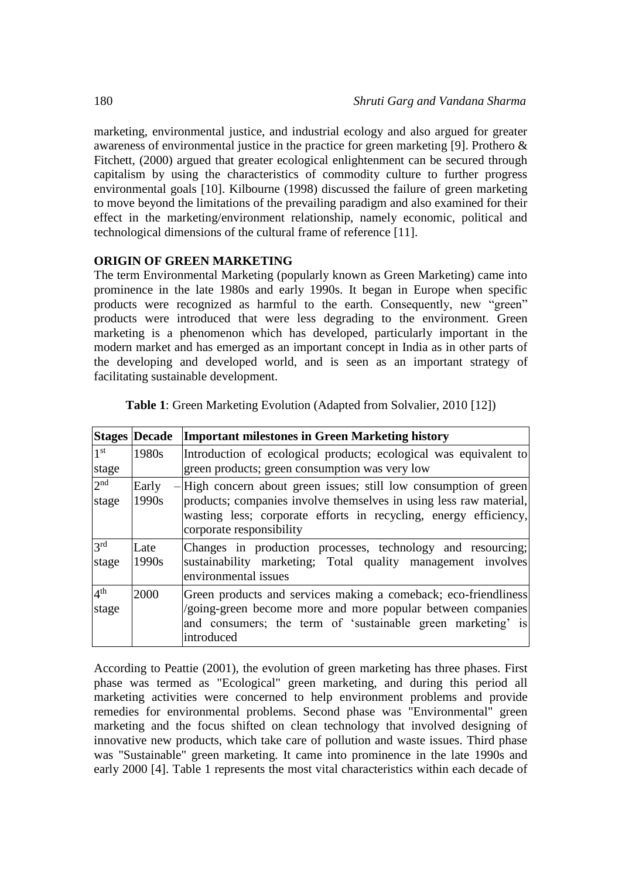marketing, environmental justice, and industrial ecology and also argued for greater awareness of environmental justice in the practice for green marketing [9]. Prothero & Fitchett, (2000) argued that greater ecological enlightenment can be secured through capitalism by using the characteristics of commodity culture to further progress environmental goals [10]. Kilbourne (1998) discussed the failure of green marketing to move beyond the limitations of the prevailing paradigm and also examined for their effect in the marketing/environment relationship, namely economic, political and technological dimensions of the cultural frame of reference [11].

## ORIGIN OF GREEN MARKETING

The term Environmental Marketing (popularly known as Green Marketing) came into prominence in the late 1980s and early 1990s. It began in Europe when specific products were recognized as harmful to the earth. Consequently, new "green" products were introduced that were less degrading to the environment. Green marketing is a phenomenon which has developed, particularly important in the modern market and has emerged as an important concept in India as in other parts of the developing and developed world, and is seen as an important strategy of facilitating sustainable development.

**Table 1**: Green Marketing Evolution (Adapted from Solvalier, 2010 [12])

| Stages | Decade | Important milestones in Green Marketing history |
|---|---|---|
| 1st stage | 1980s | Introduction of ecological products; ecological was equivalent to green products; green consumption was very low |
| 2nd stage | Early – 1990s | High concern about green issues; still low consumption of green products; companies involve themselves in using less raw material, wasting less; corporate efforts in recycling, energy efficiency, corporate responsibility |
| 3rd stage | Late 1990s | Changes in production processes, technology and resourcing; sustainability marketing; Total quality management involves environmental issues |
| 4th stage | 2000 | Green products and services making a comeback; eco-friendliness /going-green become more and more popular between companies and consumers; the term of 'sustainable green marketing' is introduced |

According to Peattie (2001), the evolution of green marketing has three phases. First phase was termed as "Ecological" green marketing, and during this period all marketing activities were concerned to help environment problems and provide remedies for environmental problems. Second phase was "Environmental" green marketing and the focus shifted on clean technology that involved designing of innovative new products, which take care of pollution and waste issues. Third phase was "Sustainable" green marketing. It came into prominence in the late 1990s and early 2000 [4]. Table 1 represents the most vital characteristics within each decade of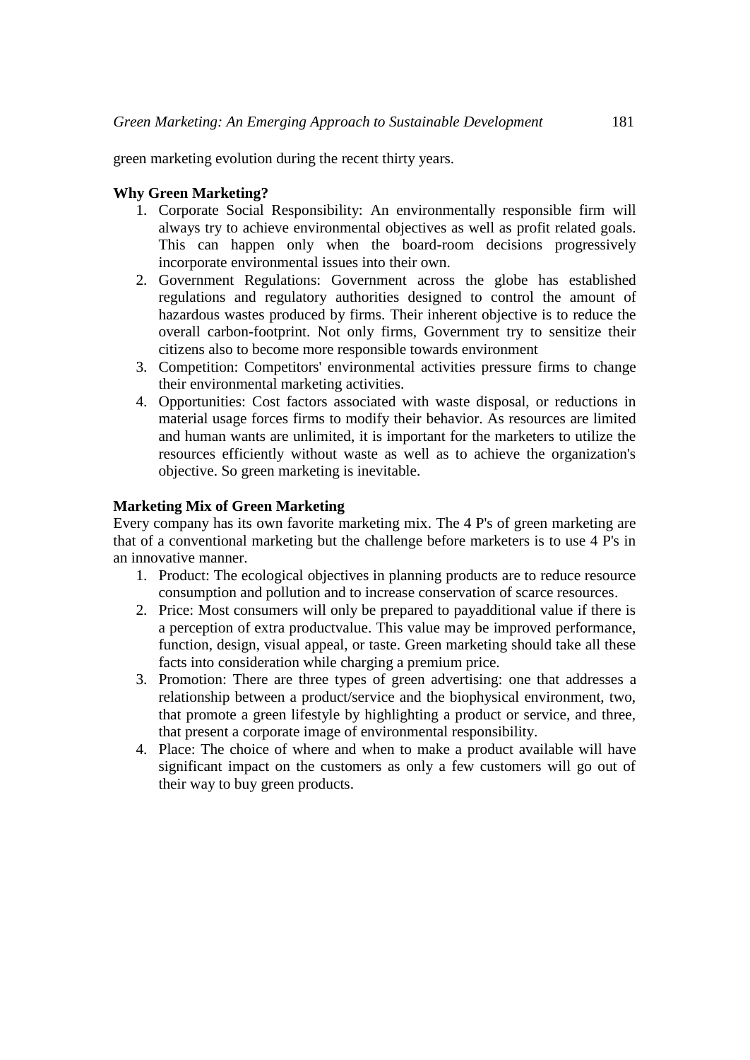green marketing evolution during the recent thirty years.

**Why Green Marketing?**

1. Corporate Social Responsibility: An environmentally responsible firm will always try to achieve environmental objectives as well as profit related goals. This can happen only when the board-room decisions progressively incorporate environmental issues into their own.
2. Government Regulations: Government across the globe has established regulations and regulatory authorities designed to control the amount of hazardous wastes produced by firms. Their inherent objective is to reduce the overall carbon-footprint. Not only firms, Government try to sensitize their citizens also to become more responsible towards environment
3. Competition: Competitors' environmental activities pressure firms to change their environmental marketing activities.
4. Opportunities: Cost factors associated with waste disposal, or reductions in material usage forces firms to modify their behavior. As resources are limited and human wants are unlimited, it is important for the marketers to utilize the resources efficiently without waste as well as to achieve the organization's objective. So green marketing is inevitable.

**Marketing Mix of Green Marketing**

Every company has its own favorite marketing mix. The 4 P's of green marketing are that of a conventional marketing but the challenge before marketers is to use 4 P's in an innovative manner.

1. Product: The ecological objectives in planning products are to reduce resource consumption and pollution and to increase conservation of scarce resources.
2. Price: Most consumers will only be prepared to payadditional value if there is a perception of extra productvalue. This value may be improved performance, function, design, visual appeal, or taste. Green marketing should take all these facts into consideration while charging a premium price.
3. Promotion: There are three types of green advertising: one that addresses a relationship between a product/service and the biophysical environment, two, that promote a green lifestyle by highlighting a product or service, and three, that present a corporate image of environmental responsibility.
4. Place: The choice of where and when to make a product available will have significant impact on the customers as only a few customers will go out of their way to buy green products.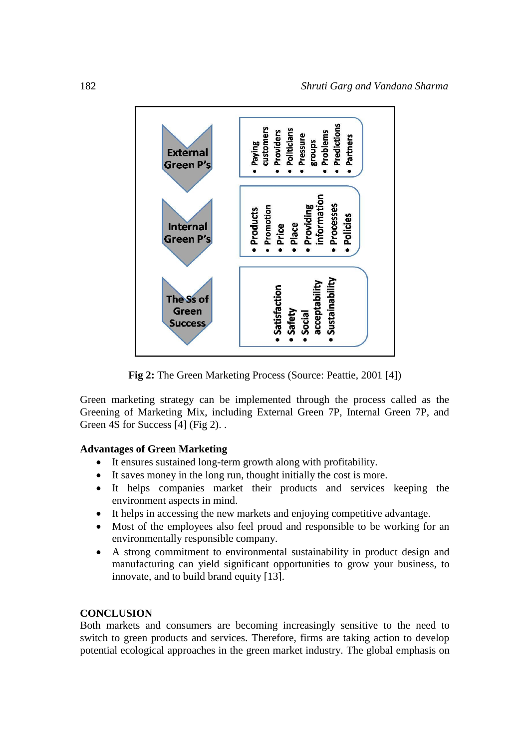**External Green P's**
- Paying customers
- Providers
- Politicians
- Pressure groups
- Problems
- Predictions
- Partners

**Internal Green P's**
- Products
- Promotion
- Price
- Place
- Providing information
- Processes
- Policies

**The Ss of Green Success**
- Satisfaction
- Safety
- Social acceptability
- Sustainability

**Fig 2:** The Green Marketing Process (Source: Peattie, 2001 [4])

Green marketing strategy can be implemented through the process called as the Greening of Marketing Mix, including External Green 7P, Internal Green 7P, and Green 4S for Success [4] (Fig 2). .

**Advantages of Green Marketing**

- It ensures sustained long-term growth along with profitability.
- It saves money in the long run, thought initially the cost is more.
- It helps companies market their products and services keeping the environment aspects in mind.
- It helps in accessing the new markets and enjoying competitive advantage.
- Most of the employees also feel proud and responsible to be working for an environmentally responsible company.
- A strong commitment to environmental sustainability in product design and manufacturing can yield significant opportunities to grow your business, to innovate, and to build brand equity [13].

## CONCLUSION

Both markets and consumers are becoming increasingly sensitive to the need to switch to green products and services. Therefore, firms are taking action to develop potential ecological approaches in the green market industry. The global emphasis on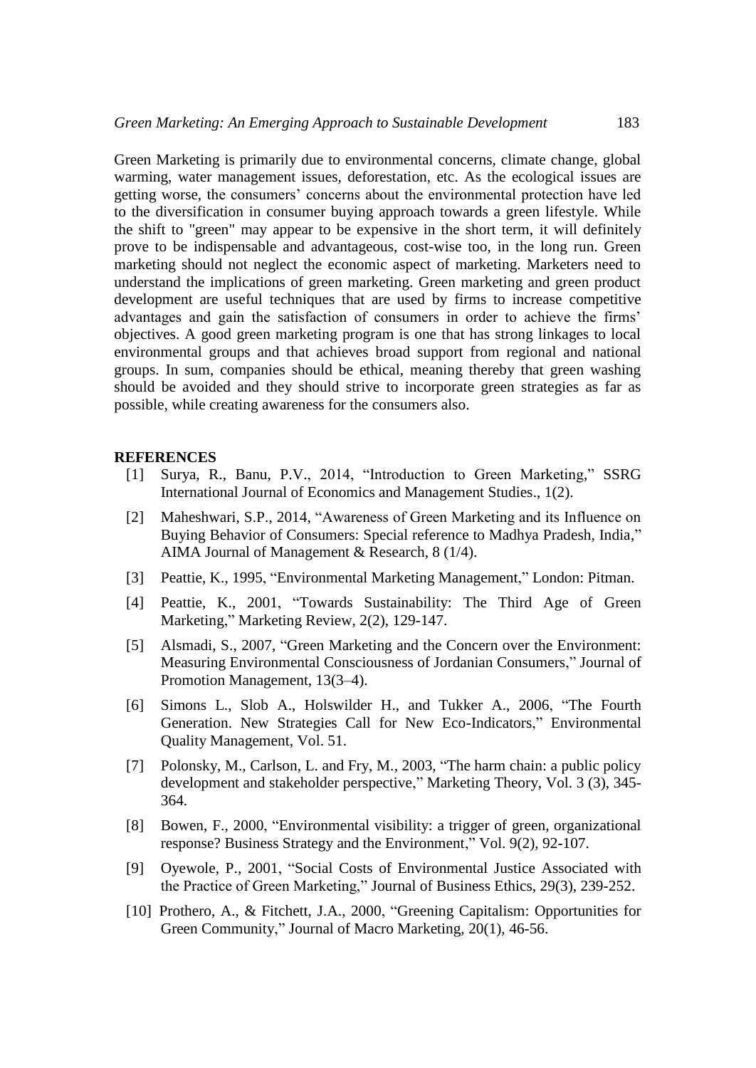Green Marketing is primarily due to environmental concerns, climate change, global warming, water management issues, deforestation, etc. As the ecological issues are getting worse, the consumers' concerns about the environmental protection have led to the diversification in consumer buying approach towards a green lifestyle. While the shift to "green" may appear to be expensive in the short term, it will definitely prove to be indispensable and advantageous, cost-wise too, in the long run. Green marketing should not neglect the economic aspect of marketing. Marketers need to understand the implications of green marketing. Green marketing and green product development are useful techniques that are used by firms to increase competitive advantages and gain the satisfaction of consumers in order to achieve the firms' objectives. A good green marketing program is one that has strong linkages to local environmental groups and that achieves broad support from regional and national groups. In sum, companies should be ethical, meaning thereby that green washing should be avoided and they should strive to incorporate green strategies as far as possible, while creating awareness for the consumers also.

## REFERENCES

[1] Surya, R., Banu, P.V., 2014, "Introduction to Green Marketing," SSRG International Journal of Economics and Management Studies., 1(2).

[2] Maheshwari, S.P., 2014, "Awareness of Green Marketing and its Influence on Buying Behavior of Consumers: Special reference to Madhya Pradesh, India," AIMA Journal of Management & Research, 8 (1/4).

[3] Peattie, K., 1995, "Environmental Marketing Management," London: Pitman.

[4] Peattie, K., 2001, "Towards Sustainability: The Third Age of Green Marketing," Marketing Review, 2(2), 129-147.

[5] Alsmadi, S., 2007, "Green Marketing and the Concern over the Environment: Measuring Environmental Consciousness of Jordanian Consumers," Journal of Promotion Management, 13(3–4).

[6] Simons L., Slob A., Holswilder H., and Tukker A., 2006, "The Fourth Generation. New Strategies Call for New Eco-Indicators," Environmental Quality Management, Vol. 51.

[7] Polonsky, M., Carlson, L. and Fry, M., 2003, "The harm chain: a public policy development and stakeholder perspective," Marketing Theory, Vol. 3 (3), 345-364.

[8] Bowen, F., 2000, "Environmental visibility: a trigger of green, organizational response? Business Strategy and the Environment," Vol. 9(2), 92-107.

[9] Oyewole, P., 2001, "Social Costs of Environmental Justice Associated with the Practice of Green Marketing," Journal of Business Ethics, 29(3), 239-252.

[10] Prothero, A., & Fitchett, J.A., 2000, "Greening Capitalism: Opportunities for Green Community," Journal of Macro Marketing, 20(1), 46-56.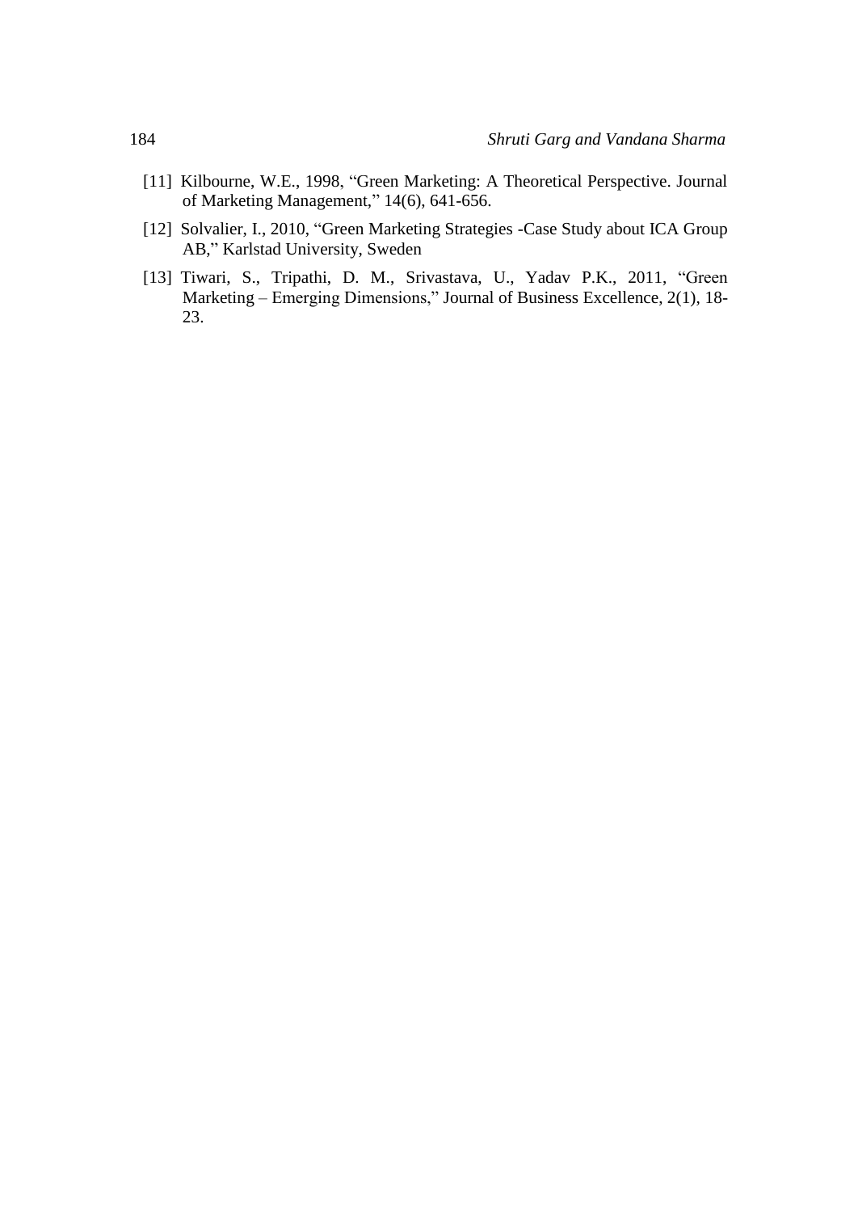[11] Kilbourne, W.E., 1998, "Green Marketing: A Theoretical Perspective. Journal of Marketing Management," 14(6), 641-656.

[12] Solvalier, I., 2010, "Green Marketing Strategies -Case Study about ICA Group AB," Karlstad University, Sweden

[13] Tiwari, S., Tripathi, D. M., Srivastava, U., Yadav P.K., 2011, "Green Marketing – Emerging Dimensions," Journal of Business Excellence, 2(1), 18-23.